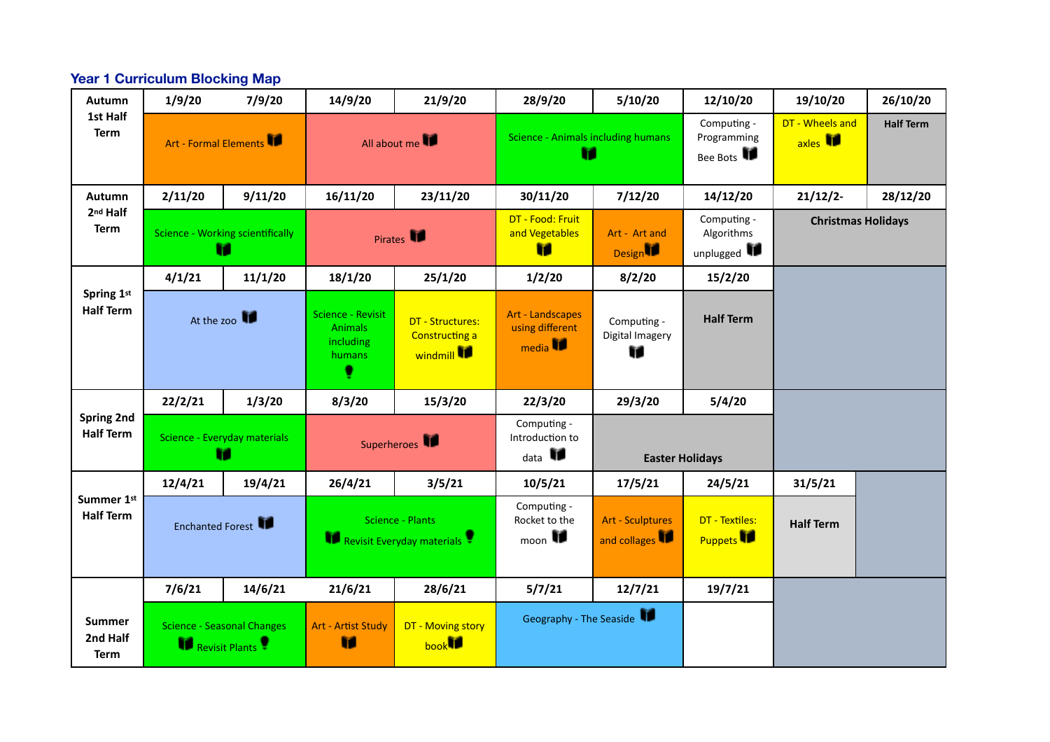## Year 1 Curriculum Blocking Map

| Autumn 1st Half Term | 1/9/20 | 7/9/20 | 14/9/20 | 21/9/20 | 28/9/20 | 5/10/20 | 12/10/20 | 19/10/20 | 26/10/20 |
|---|---|---|---|---|---|---|---|---|---|
| | Art - Formal Elements | | All about me | | Science - Animals including humans | | Computing - Programming Bee Bots | DT - Wheels and axles | Half Term |
| **Autumn 2nd Half Term** | **2/11/20** | **9/11/20** | **16/11/20** | **23/11/20** | **30/11/20** | **7/12/20** | **14/12/20** | **21/12/2-** | **28/12/20** |
| | Science - Working scientifically | | Pirates | | DT - Food: Fruit and Vegetables | Art - Art and Design | Computing - Algorithms unplugged | Christmas Holidays | |
| **Spring 1st Half Term** | **4/1/21** | **11/1/20** | **18/1/20** | **25/1/20** | **1/2/20** | **8/2/20** | **15/2/20** | | |
| | At the zoo | | Science - Revisit Animals including humans | DT - Structures: Constructing a windmill | Art - Landscapes using different media | Computing - Digital Imagery | Half Term | | |
| **Spring 2nd Half Term** | **22/2/21** | **1/3/20** | **8/3/20** | **15/3/20** | **22/3/20** | **29/3/20** | **5/4/20** | | |
| | Science - Everyday materials | | Superheroes | | Computing - Introduction to data | Easter Holidays | | | |
| **Summer 1st Half Term** | **12/4/21** | **19/4/21** | **26/4/21** | **3/5/21** | **10/5/21** | **17/5/21** | **24/5/21** | **31/5/21** | |
| | Enchanted Forest | | Science - Plants Revisit Everyday materials | | Computing - Rocket to the moon | Art - Sculptures and collages | DT - Textiles: Puppets | Half Term | |
| **Summer 2nd Half Term** | **7/6/21** | **14/6/21** | **21/6/21** | **28/6/21** | **5/7/21** | **12/7/21** | **19/7/21** | | |
| | Science - Seasonal Changes Revisit Plants | | Art - Artist Study | DT - Moving story book | Geography - The Seaside | | | | |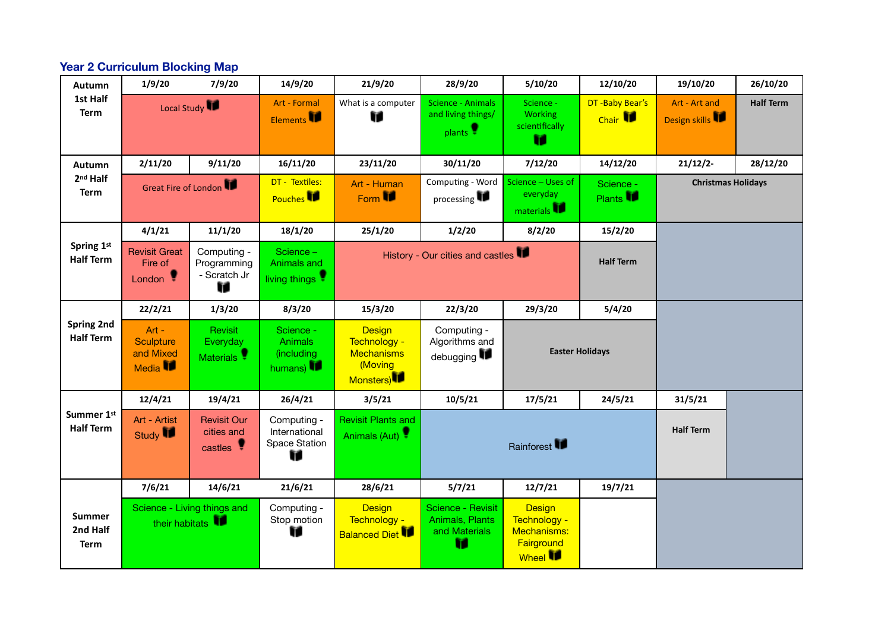## Year 2 Curriculum Blocking Map

| Autumn 1st Half Term | 1/9/20 | 7/9/20 | 14/9/20 | 21/9/20 | 28/9/20 | 5/10/20 | 12/10/20 | 19/10/20 | 26/10/20 |
|---|---|---|---|---|---|---|---|---|---|
| | Local Study | | Art - Formal Elements | What is a computer | Science - Animals and living things/ plants | Science - Working scientifically | DT -Baby Bear's Chair | Art - Art and Design skills | Half Term |
| **Autumn 2nd Half Term** | **2/11/20** | **9/11/20** | **16/11/20** | **23/11/20** | **30/11/20** | **7/12/20** | **14/12/20** | **21/12/2-** | **28/12/20** |
| | Great Fire of London | | DT - Textiles: Pouches | Art - Human Form | Computing - Word processing | Science – Uses of everyday materials | Science - Plants | Christmas Holidays | |
| **Spring 1st Half Term** | **4/1/21** | **11/1/20** | **18/1/20** | **25/1/20** | **1/2/20** | **8/2/20** | **15/2/20** | | |
| | Revisit Great Fire of London | Computing - Programming - Scratch Jr | Science – Animals and living things | History - Our cities and castles | | | Half Term | | |
| **Spring 2nd Half Term** | **22/2/21** | **1/3/20** | **8/3/20** | **15/3/20** | **22/3/20** | **29/3/20** | **5/4/20** | | |
| | Art - Sculpture and Mixed Media | Revisit Everyday Materials | Science - Animals (including humans) | Design Technology - Mechanisms (Moving Monsters) | Computing - Algorithms and debugging | Easter Holidays | | | |
| **Summer 1st Half Term** | **12/4/21** | **19/4/21** | **26/4/21** | **3/5/21** | **10/5/21** | **17/5/21** | **24/5/21** | **31/5/21** | |
| | Art - Artist Study | Revisit Our cities and castles | Computing - International Space Station | Revisit Plants and Animals (Aut) | Rainforest | | | Half Term | |
| **Summer 2nd Half Term** | **7/6/21** | **14/6/21** | **21/6/21** | **28/6/21** | **5/7/21** | **12/7/21** | **19/7/21** | | |
| | Science - Living things and their habitats | | Computing - Stop motion | Design Technology - Balanced Diet | Science - Revisit Animals, Plants and Materials | Design Technology - Mechanisms: Fairground Wheel | | | |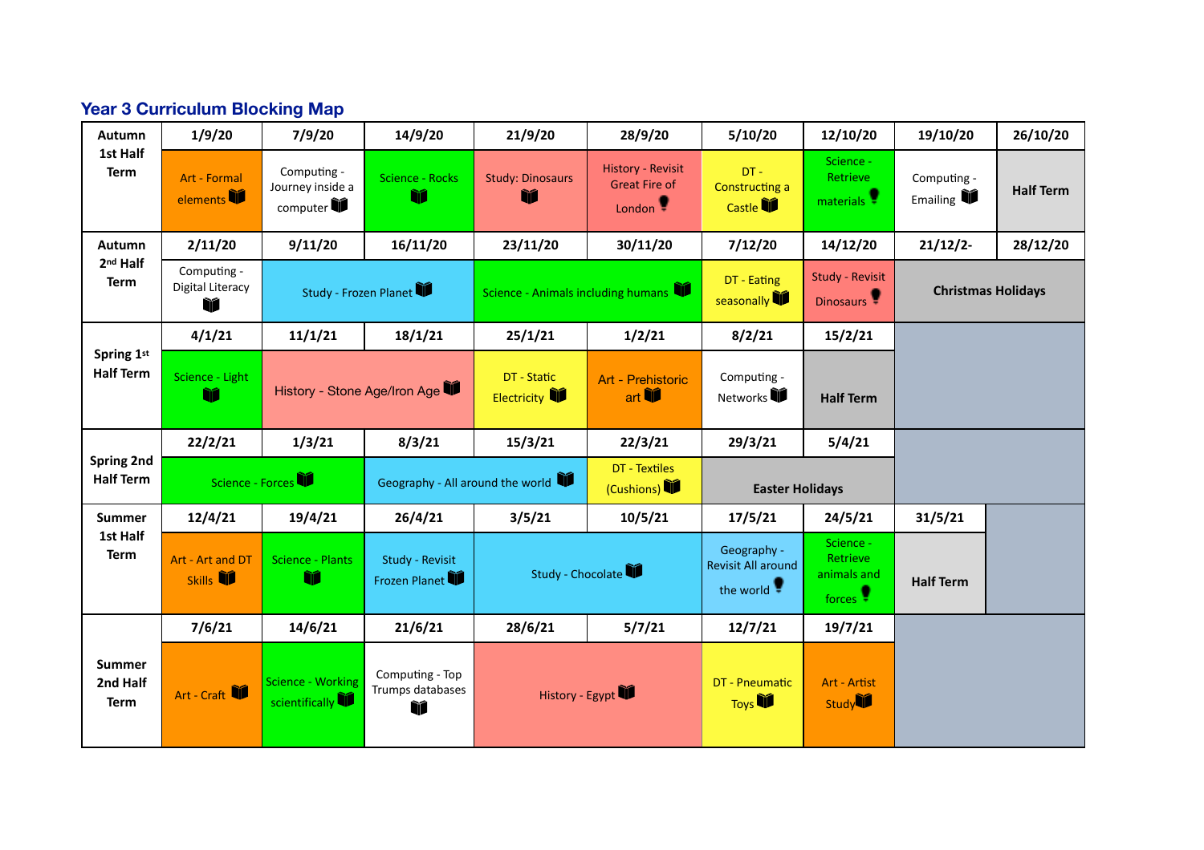## Year 3 Curriculum Blocking Map

| Autumn 1st Half Term | 1/9/20 | 7/9/20 | 14/9/20 | 21/9/20 | 28/9/20 | 5/10/20 | 12/10/20 | 19/10/20 | 26/10/20 |
|---|---|---|---|---|---|---|---|---|---|
| | Art - Formal elements | Computing - Journey inside a computer | Science - Rocks | Study: Dinosaurs | History - Revisit Great Fire of London | DT - Constructing a Castle | Science - Retrieve materials | Computing - Emailing | Half Term |
| **Autumn 2nd Half Term** | 2/11/20 | 9/11/20 | 16/11/20 | 23/11/20 | 30/11/20 | 7/12/20 | 14/12/20 | 21/12/2- | 28/12/20 |
| | Computing - Digital Literacy | Study - Frozen Planet | | Science - Animals including humans | | DT - Eating seasonally | Study - Revisit Dinosaurs | Christmas Holidays | |
| **Spring 1st Half Term** | 4/1/21 | 11/1/21 | 18/1/21 | 25/1/21 | 1/2/21 | 8/2/21 | 15/2/21 | | |
| | Science - Light | History - Stone Age/Iron Age | | DT - Static Electricity | Art - Prehistoric art | Computing - Networks | Half Term | | |
| **Spring 2nd Half Term** | 22/2/21 | 1/3/21 | 8/3/21 | 15/3/21 | 22/3/21 | 29/3/21 | 5/4/21 | | |
| | Science - Forces | | Geography - All around the world | | DT - Textiles (Cushions) | Easter Holidays | | | |
| **Summer 1st Half Term** | 12/4/21 | 19/4/21 | 26/4/21 | 3/5/21 | 10/5/21 | 17/5/21 | 24/5/21 | 31/5/21 | |
| | Art - Art and DT Skills | Science - Plants | Study - Revisit Frozen Planet | Study - Chocolate | | Geography - Revisit All around the world | Science - Retrieve animals and forces | Half Term | |
| **Summer 2nd Half Term** | 7/6/21 | 14/6/21 | 21/6/21 | 28/6/21 | 5/7/21 | 12/7/21 | 19/7/21 | | |
| | Art - Craft | Science - Working scientifically | Computing - Top Trumps databases | History - Egypt | | DT - Pneumatic Toys | Art - Artist Study | | |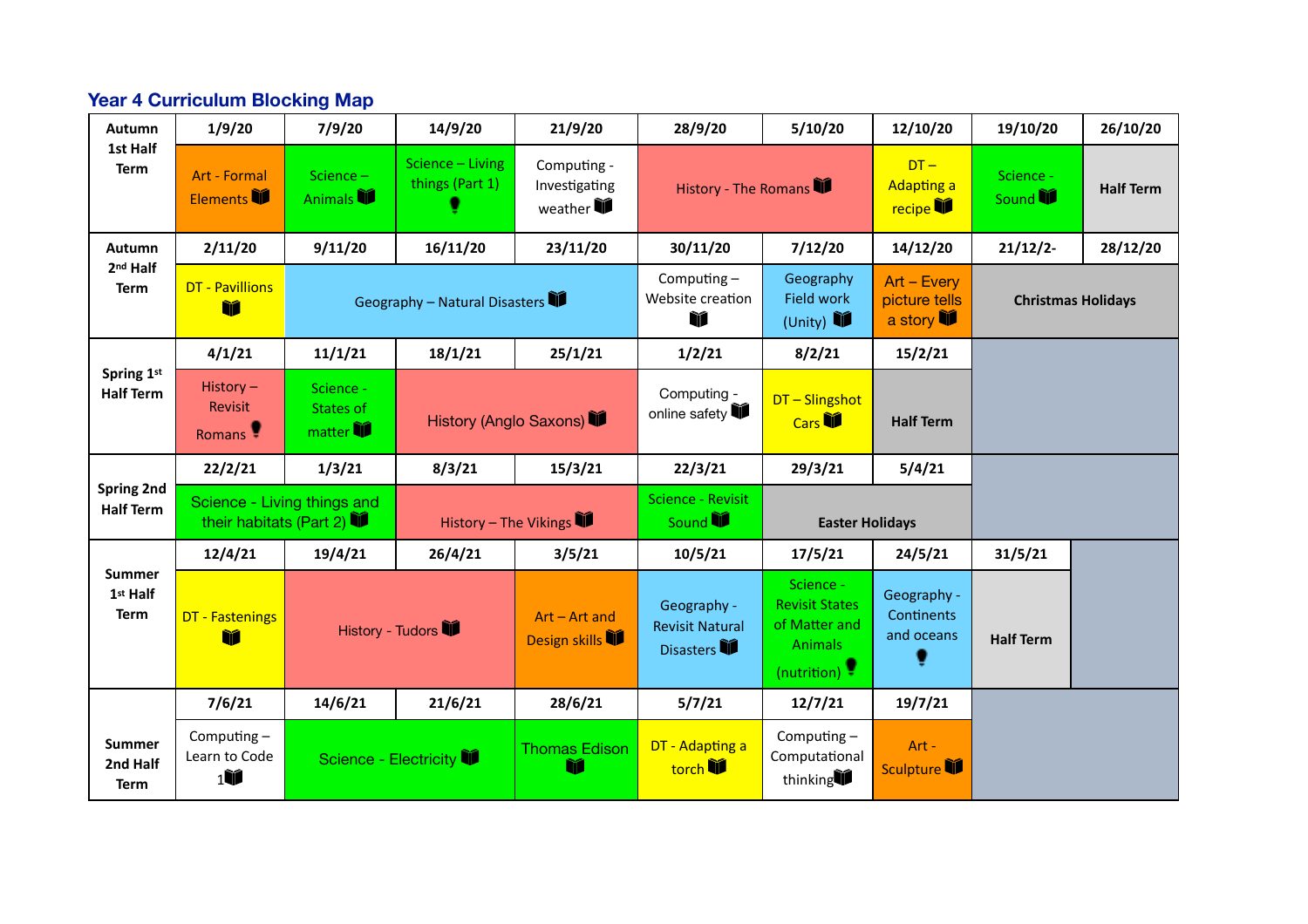## Year 4 Curriculum Blocking Map

| Autumn 1st Half Term | 1/9/20 | 7/9/20 | 14/9/20 | 21/9/20 | 28/9/20 | 5/10/20 | 12/10/20 | 19/10/20 | 26/10/20 |
|---|---|---|---|---|---|---|---|---|---|
| | Art - Formal Elements | Science – Animals | Science – Living things (Part 1) | Computing - Investigating weather | History - The Romans | | DT – Adapting a recipe | Science - Sound | Half Term |
| **Autumn 2nd Half Term** | **2/11/20** | **9/11/20** | **16/11/20** | **23/11/20** | **30/11/20** | **7/12/20** | **14/12/20** | **21/12/2-** | **28/12/20** |
| | DT - Pavillions | Geography – Natural Disasters | | | Computing – Website creation | Geography Field work (Unity) | Art – Every picture tells a story | Christmas Holidays | |
| **Spring 1st Half Term** | **4/1/21** | **11/1/21** | **18/1/21** | **25/1/21** | **1/2/21** | **8/2/21** | **15/2/21** | | |
| | History – Revisit Romans | Science - States of matter | History (Anglo Saxons) | | Computing - online safety | DT – Slingshot Cars | Half Term | | |
| **Spring 2nd Half Term** | **22/2/21** | **1/3/21** | **8/3/21** | **15/3/21** | **22/3/21** | **29/3/21** | **5/4/21** | | |
| | Science - Living things and their habitats (Part 2) | | History – The Vikings | | Science - Revisit Sound | Easter Holidays | | | |
| **Summer 1st Half Term** | **12/4/21** | **19/4/21** | **26/4/21** | **3/5/21** | **10/5/21** | **17/5/21** | **24/5/21** | **31/5/21** | |
| | DT - Fastenings | History - Tudors | | Art – Art and Design skills | Geography - Revisit Natural Disasters | Science - Revisit States of Matter and Animals (nutrition) | Geography - Continents and oceans | Half Term | |
| **Summer 2nd Half Term** | **7/6/21** | **14/6/21** | **21/6/21** | **28/6/21** | **5/7/21** | **12/7/21** | **19/7/21** | | |
| | Computing – Learn to Code 1 | Science - Electricity | | Thomas Edison | DT - Adapting a torch | Computing – Computational thinking | Art - Sculpture | | |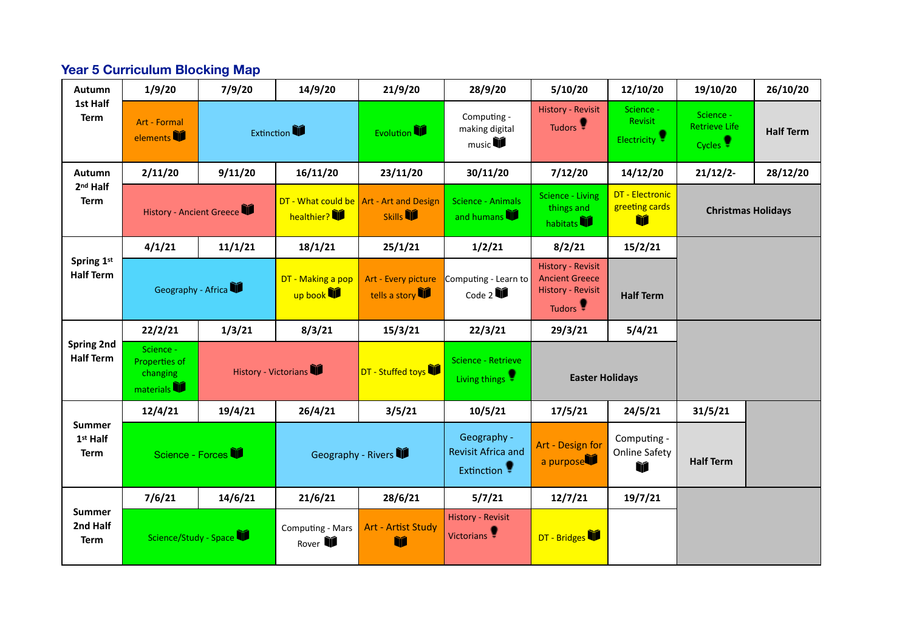## Year 5 Curriculum Blocking Map

| Autumn 1st Half Term | 1/9/20 | 7/9/20 | 14/9/20 | 21/9/20 | 28/9/20 | 5/10/20 | 12/10/20 | 19/10/20 | 26/10/20 |
|---|---|---|---|---|---|---|---|---|---|
| | Art - Formal elements | Extinction | | Evolution | Computing - making digital music | History - Revisit Tudors | Science - Revisit Electricity | Science - Retrieve Life Cycles | Half Term |
| **Autumn 2nd Half Term** | **2/11/20** | **9/11/20** | **16/11/20** | **23/11/20** | **30/11/20** | **7/12/20** | **14/12/20** | **21/12/2-** | **28/12/20** |
| | History - Ancient Greece | | DT - What could be healthier? | Art - Art and Design Skills | Science - Animals and humans | Science - Living things and habitats | DT - Electronic greeting cards | Christmas Holidays | |
| **Spring 1st Half Term** | **4/1/21** | **11/1/21** | **18/1/21** | **25/1/21** | **1/2/21** | **8/2/21** | **15/2/21** | | |
| | Geography - Africa | | DT - Making a pop up book | Art - Every picture tells a story | Computing - Learn to Code 2 | History - Revisit Ancient Greece History - Revisit Tudors | Half Term | | |
| **Spring 2nd Half Term** | **22/2/21** | **1/3/21** | **8/3/21** | **15/3/21** | **22/3/21** | **29/3/21** | **5/4/21** | | |
| | Science - Properties of changing materials | History - Victorians | | DT - Stuffed toys | Science - Retrieve Living things | Easter Holidays | | | |
| **Summer 1st Half Term** | **12/4/21** | **19/4/21** | **26/4/21** | **3/5/21** | **10/5/21** | **17/5/21** | **24/5/21** | **31/5/21** | |
| | Science - Forces | | Geography - Rivers | | Geography - Revisit Africa and Extinction | Art - Design for a purpose | Computing - Online Safety | Half Term | |
| **Summer 2nd Half Term** | **7/6/21** | **14/6/21** | **21/6/21** | **28/6/21** | **5/7/21** | **12/7/21** | **19/7/21** | | |
| | Science/Study - Space | | Computing - Mars Rover | Art - Artist Study | History - Revisit Victorians | DT - Bridges | | | |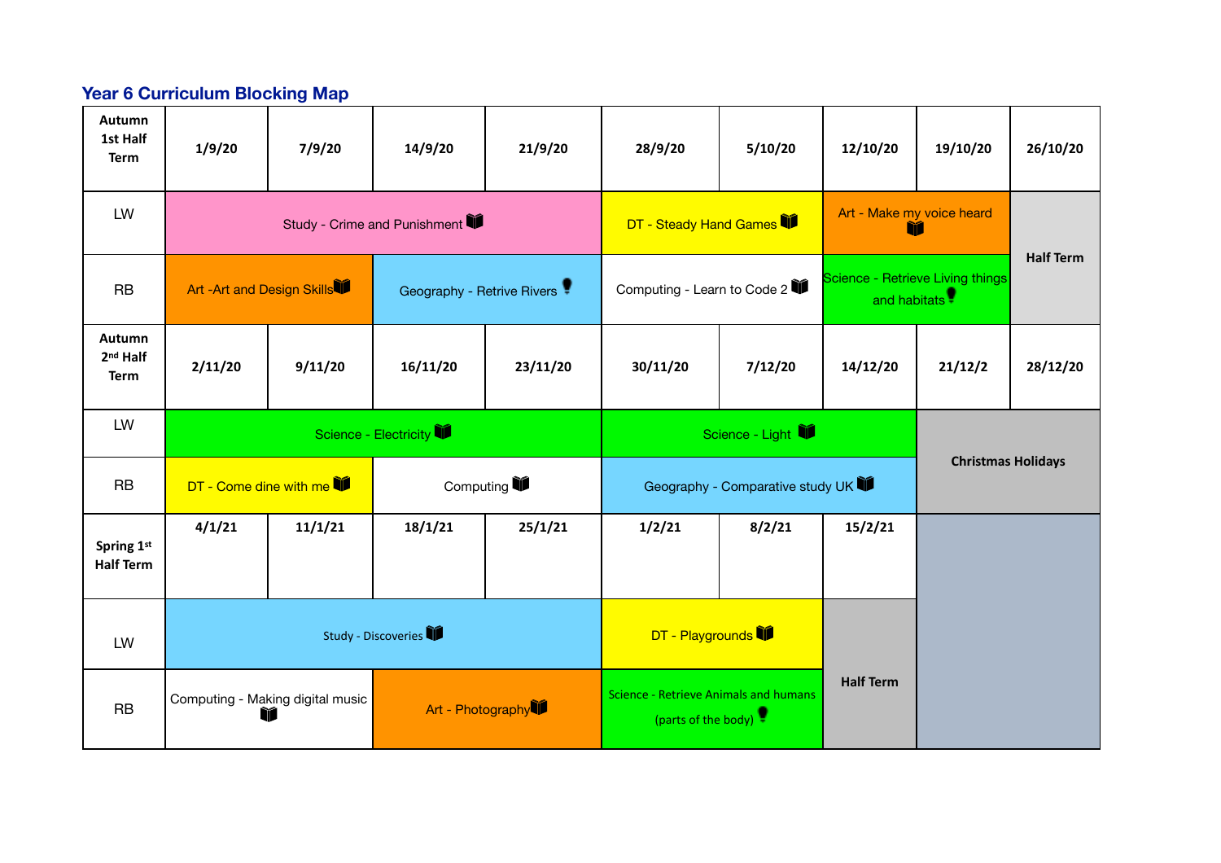## Year 6 Curriculum Blocking Map

| Autumn 1st Half Term | 1/9/20 | 7/9/20 | 14/9/20 | 21/9/20 | 28/9/20 | 5/10/20 | 12/10/20 | 19/10/20 | 26/10/20 |
|---|---|---|---|---|---|---|---|---|---|
| LW | Study - Crime and Punishment | | | | DT - Steady Hand Games | | Art - Make my voice heard | | Half Term |
| RB | Art -Art and Design Skills | | Geography - Retrive Rivers | | Computing - Learn to Code 2 | | Science - Retrieve Living things and habitats | | |
| **Autumn 2nd Half Term** | **2/11/20** | **9/11/20** | **16/11/20** | **23/11/20** | **30/11/20** | **7/12/20** | **14/12/20** | **21/12/2** | **28/12/20** |
| LW | Science - Electricity | | | | Science - Light | | | Christmas Holidays | |
| RB | DT - Come dine with me | | Computing | | Geography - Comparative study UK | | | | |
| **Spring 1st Half Term** | **4/1/21** | **11/1/21** | **18/1/21** | **25/1/21** | **1/2/21** | **8/2/21** | **15/2/21** | | |
| LW | Study - Discoveries | | | | DT - Playgrounds | | Half Term | | |
| RB | Computing - Making digital music | | Art - Photography | | Science - Retrieve Animals and humans (parts of the body) | | | | |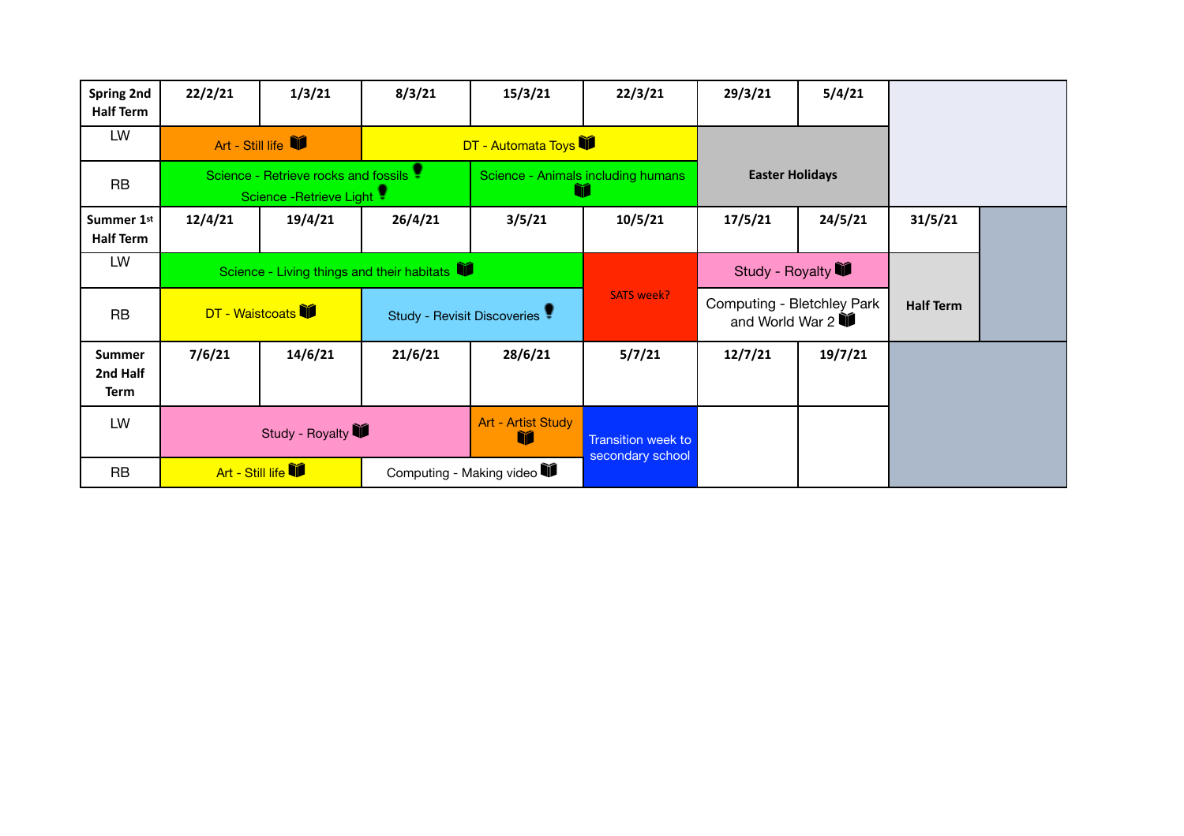| Spring 2nd Half Term | 22/2/21 | 1/3/21 | 8/3/21 | 15/3/21 | 22/3/21 | 29/3/21 | 5/4/21 | | |
|---|---|---|---|---|---|---|---|---|---|
| LW | Art - Still life | | DT - Automata Toys | | | Easter Holidays | | | |
| RB | Science - Retrieve rocks and fossils Science -Retrieve Light | | | Science - Animals including humans | | | | | |
| Summer 1st Half Term | 12/4/21 | 19/4/21 | 26/4/21 | 3/5/21 | 10/5/21 | 17/5/21 | 24/5/21 | 31/5/21 | |
| LW | Science - Living things and their habitats | | | | SATS week? | Study - Royalty | | Half Term | |
| RB | DT - Waistcoats | | Study - Revisit Discoveries | | | Computing - Bletchley Park and World War 2 | | | |
| Summer 2nd Half Term | 7/6/21 | 14/6/21 | 21/6/21 | 28/6/21 | 5/7/21 | 12/7/21 | 19/7/21 | | |
| LW | Study - Royalty | | | Art - Artist Study | Transition week to secondary school | | | | |
| RB | Art - Still life | | Computing - Making video | | | | | | |